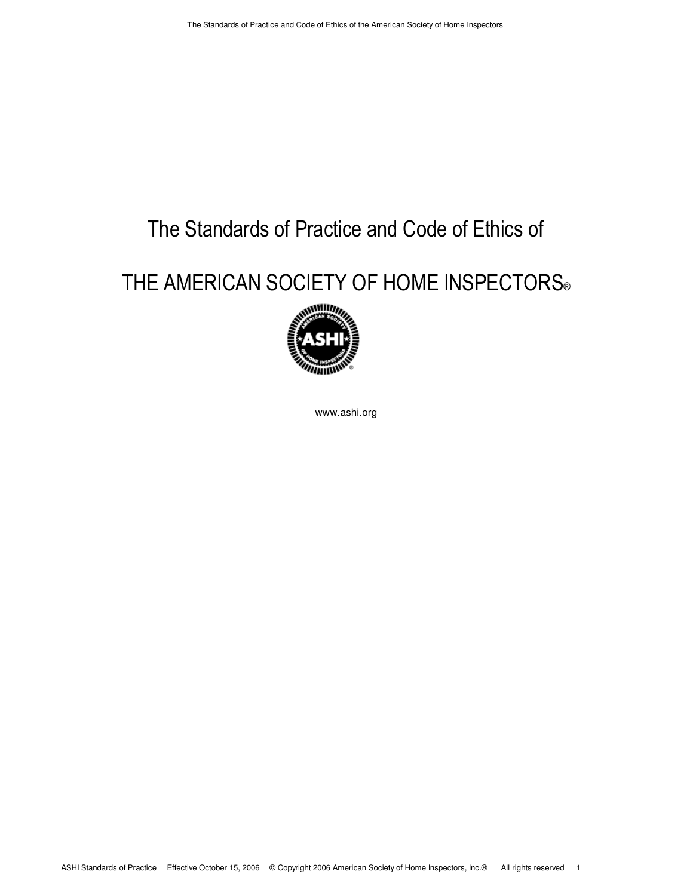# The Standards of Practice and Code of Ethics of

# THE AMERICAN SOCIETY OF HOME INSPECTORS®

www.ashi.org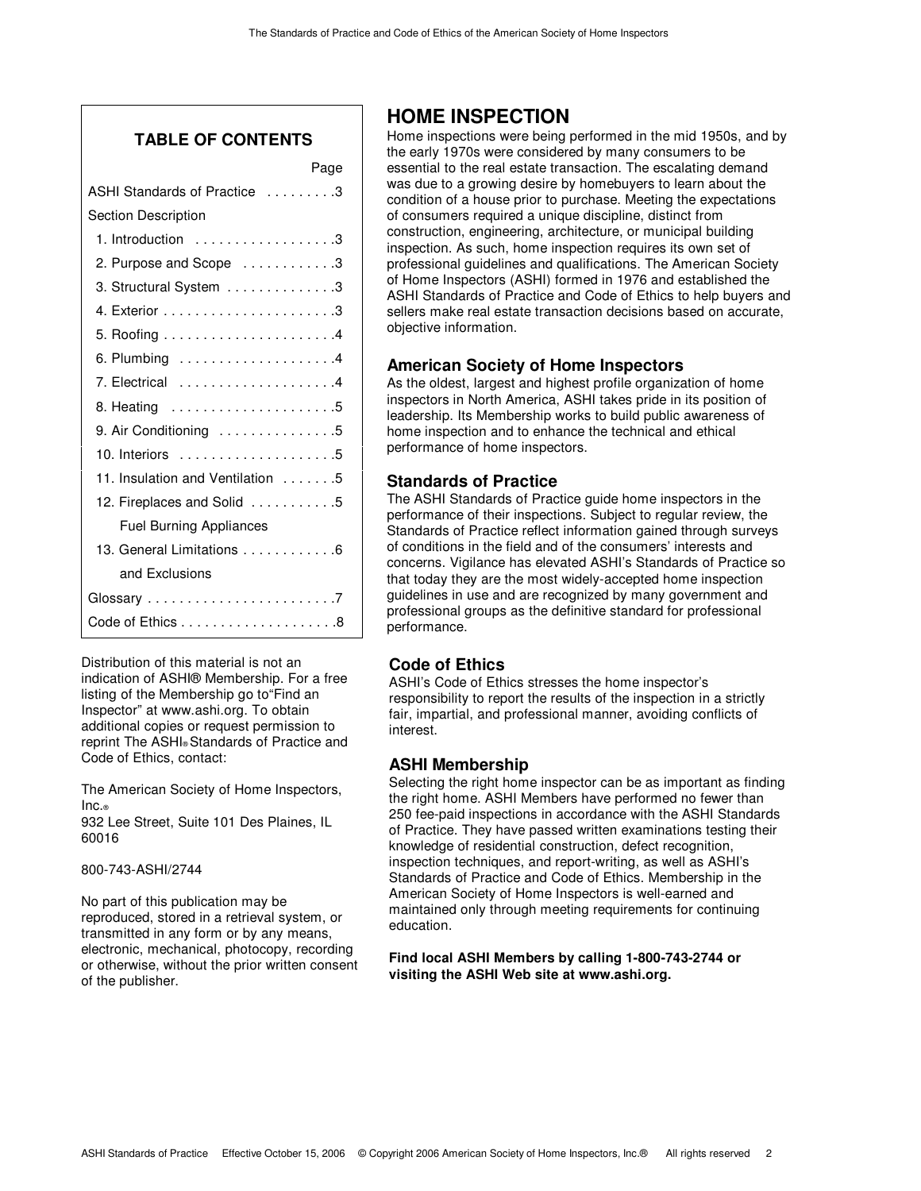## TABLE OF CONTENTS

| | Page |
| --- | --- |
| ASHI Standards of Practice | 3 |
| Section Description | |
| 1. Introduction | 3 |
| 2. Purpose and Scope | 3 |
| 3. Structural System | 3 |
| 4. Exterior | 3 |
| 5. Roofing | 4 |
| 6. Plumbing | 4 |
| 7. Electrical | 4 |
| 8. Heating | 5 |
| 9. Air Conditioning | 5 |
| 10. Interiors | 5 |
| 11. Insulation and Ventilation | 5 |
| 12. Fireplaces and Solid Fuel Burning Appliances | 5 |
| 13. General Limitations and Exclusions | 6 |
| Glossary | 7 |
| Code of Ethics | 8 |

Distribution of this material is not an indication of ASHI® Membership. For a free listing of the Membership go to"Find an Inspector" at www.ashi.org. To obtain additional copies or request permission to reprint The ASHI® Standards of Practice and Code of Ethics, contact:

The American Society of Home Inspectors, Inc.®
932 Lee Street, Suite 101 Des Plaines, IL 60016

800-743-ASHI/2744

No part of this publication may be reproduced, stored in a retrieval system, or transmitted in any form or by any means, electronic, mechanical, photocopy, recording or otherwise, without the prior written consent of the publisher.

# HOME INSPECTION

Home inspections were being performed in the mid 1950s, and by the early 1970s were considered by many consumers to be essential to the real estate transaction. The escalating demand was due to a growing desire by homebuyers to learn about the condition of a house prior to purchase. Meeting the expectations of consumers required a unique discipline, distinct from construction, engineering, architecture, or municipal building inspection. As such, home inspection requires its own set of professional guidelines and qualifications. The American Society of Home Inspectors (ASHI) formed in 1976 and established the ASHI Standards of Practice and Code of Ethics to help buyers and sellers make real estate transaction decisions based on accurate, objective information.

## American Society of Home Inspectors

As the oldest, largest and highest profile organization of home inspectors in North America, ASHI takes pride in its position of leadership. Its Membership works to build public awareness of home inspection and to enhance the technical and ethical performance of home inspectors.

## Standards of Practice

The ASHI Standards of Practice guide home inspectors in the performance of their inspections. Subject to regular review, the Standards of Practice reflect information gained through surveys of conditions in the field and of the consumers' interests and concerns. Vigilance has elevated ASHI's Standards of Practice so that today they are the most widely-accepted home inspection guidelines in use and are recognized by many government and professional groups as the definitive standard for professional performance.

## Code of Ethics

ASHI's Code of Ethics stresses the home inspector's responsibility to report the results of the inspection in a strictly fair, impartial, and professional manner, avoiding conflicts of interest.

## ASHI Membership

Selecting the right home inspector can be as important as finding the right home. ASHI Members have performed no fewer than 250 fee-paid inspections in accordance with the ASHI Standards of Practice. They have passed written examinations testing their knowledge of residential construction, defect recognition, inspection techniques, and report-writing, as well as ASHI's Standards of Practice and Code of Ethics. Membership in the American Society of Home Inspectors is well-earned and maintained only through meeting requirements for continuing education.

**Find local ASHI Members by calling 1-800-743-2744 or visiting the ASHI Web site at www.ashi.org.**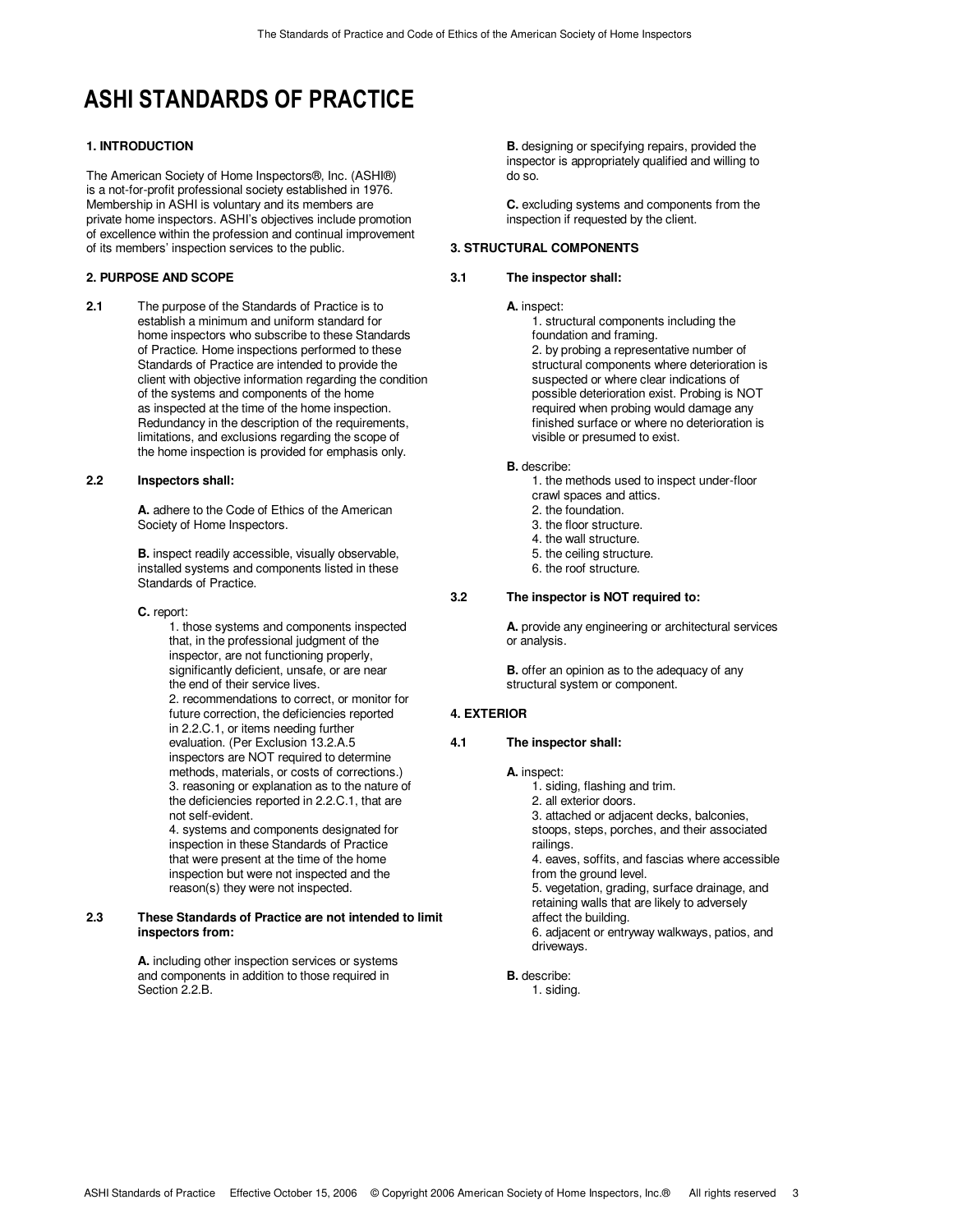# ASHI STANDARDS OF PRACTICE

### 1. INTRODUCTION

The American Society of Home Inspectors®, Inc. (ASHI®) is a not-for-profit professional society established in 1976. Membership in ASHI is voluntary and its members are private home inspectors. ASHI's objectives include promotion of excellence within the profession and continual improvement of its members' inspection services to the public.

### 2. PURPOSE AND SCOPE

**2.1** The purpose of the Standards of Practice is to establish a minimum and uniform standard for home inspectors who subscribe to these Standards of Practice. Home inspections performed to these Standards of Practice are intended to provide the client with objective information regarding the condition of the systems and components of the home as inspected at the time of the home inspection. Redundancy in the description of the requirements, limitations, and exclusions regarding the scope of the home inspection is provided for emphasis only.

**2.2 Inspectors shall:**

**A.** adhere to the Code of Ethics of the American Society of Home Inspectors.

**B.** inspect readily accessible, visually observable, installed systems and components listed in these Standards of Practice.

**C.** report:

1. those systems and components inspected that, in the professional judgment of the inspector, are not functioning properly, significantly deficient, unsafe, or are near the end of their service lives.
2. recommendations to correct, or monitor for future correction, the deficiencies reported in 2.2.C.1, or items needing further evaluation. (Per Exclusion 13.2.A.5 inspectors are NOT required to determine methods, materials, or costs of corrections.)
3. reasoning or explanation as to the nature of the deficiencies reported in 2.2.C.1, that are not self-evident.
4. systems and components designated for inspection in these Standards of Practice that were present at the time of the home inspection but were not inspected and the reason(s) they were not inspected.

**2.3 These Standards of Practice are not intended to limit inspectors from:**

**A.** including other inspection services or systems and components in addition to those required in Section 2.2.B.

**B.** designing or specifying repairs, provided the inspector is appropriately qualified and willing to do so.

**C.** excluding systems and components from the inspection if requested by the client.

### 3. STRUCTURAL COMPONENTS

**3.1 The inspector shall:**

**A.** inspect:

1. structural components including the foundation and framing.
2. by probing a representative number of structural components where deterioration is suspected or where clear indications of possible deterioration exist. Probing is NOT required when probing would damage any finished surface or where no deterioration is visible or presumed to exist.

**B.** describe:

1. the methods used to inspect under-floor crawl spaces and attics.
2. the foundation.
3. the floor structure.
4. the wall structure.
5. the ceiling structure.
6. the roof structure.

**3.2 The inspector is NOT required to:**

**A.** provide any engineering or architectural services or analysis.

**B.** offer an opinion as to the adequacy of any structural system or component.

### 4. EXTERIOR

**4.1 The inspector shall:**

**A.** inspect:

1. siding, flashing and trim.
2. all exterior doors.
3. attached or adjacent decks, balconies, stoops, steps, porches, and their associated railings.
4. eaves, soffits, and fascias where accessible from the ground level.
5. vegetation, grading, surface drainage, and retaining walls that are likely to adversely affect the building.
6. adjacent or entryway walkways, patios, and driveways.

**B.** describe:

1. siding.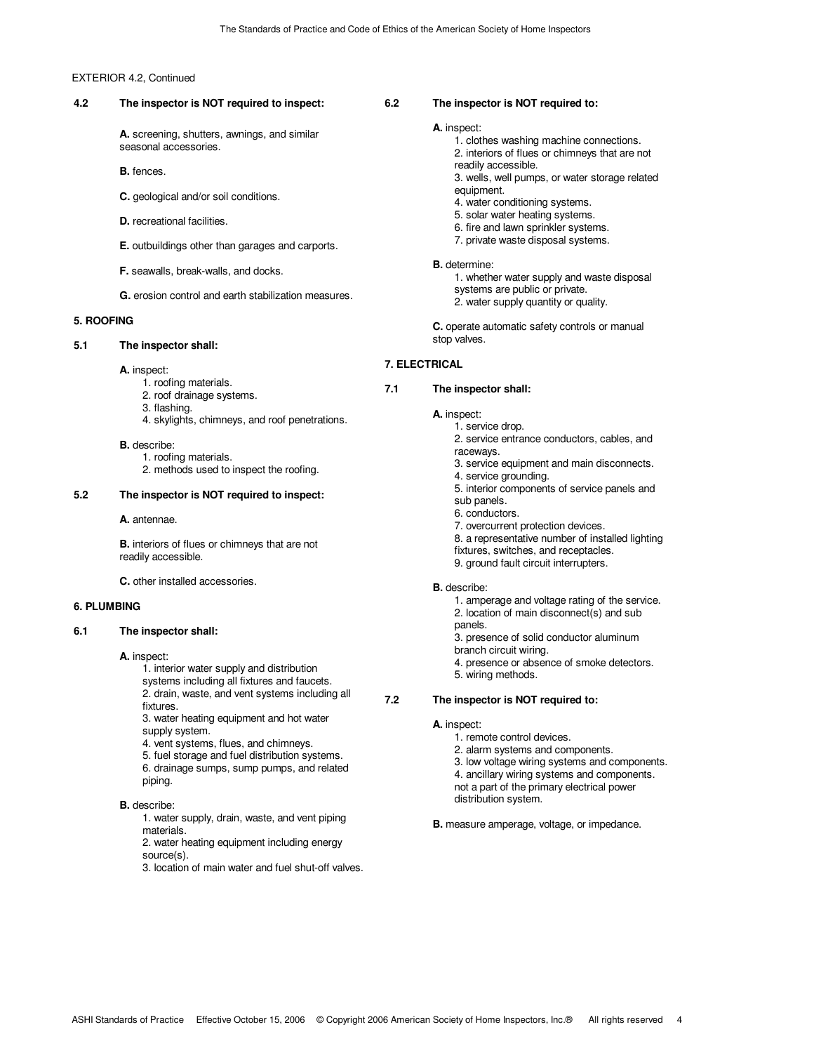EXTERIOR 4.2, Continued

**4.2 The inspector is NOT required to inspect:**

**A.** screening, shutters, awnings, and similar seasonal accessories.

**B.** fences.

**C.** geological and/or soil conditions.

**D.** recreational facilities.

**E.** outbuildings other than garages and carports.

**F.** seawalls, break-walls, and docks.

**G.** erosion control and earth stabilization measures.

## 5. ROOFING

**5.1 The inspector shall:**

**A.** inspect:
1. roofing materials.
2. roof drainage systems.
3. flashing.
4. skylights, chimneys, and roof penetrations.

**B.** describe:
1. roofing materials.
2. methods used to inspect the roofing.

**5.2 The inspector is NOT required to inspect:**

**A.** antennae.

**B.** interiors of flues or chimneys that are not readily accessible.

**C.** other installed accessories.

## 6. PLUMBING

**6.1 The inspector shall:**

**A.** inspect:
1. interior water supply and distribution systems including all fixtures and faucets.
2. drain, waste, and vent systems including all fixtures.
3. water heating equipment and hot water supply system.
4. vent systems, flues, and chimneys.
5. fuel storage and fuel distribution systems.
6. drainage sumps, sump pumps, and related piping.

**B.** describe:
1. water supply, drain, waste, and vent piping materials.
2. water heating equipment including energy source(s).
3. location of main water and fuel shut-off valves.

**6.2 The inspector is NOT required to:**

**A.** inspect:
1. clothes washing machine connections.
2. interiors of flues or chimneys that are not readily accessible.
3. wells, well pumps, or water storage related equipment.
4. water conditioning systems.
5. solar water heating systems.
6. fire and lawn sprinkler systems.
7. private waste disposal systems.

**B.** determine:
1. whether water supply and waste disposal systems are public or private.
2. water supply quantity or quality.

**C.** operate automatic safety controls or manual stop valves.

## 7. ELECTRICAL

**7.1 The inspector shall:**

**A.** inspect:
1. service drop.
2. service entrance conductors, cables, and raceways.
3. service equipment and main disconnects.
4. service grounding.
5. interior components of service panels and sub panels.
6. conductors.
7. overcurrent protection devices.
8. a representative number of installed lighting fixtures, switches, and receptacles.
9. ground fault circuit interrupters.

**B.** describe:
1. amperage and voltage rating of the service.
2. location of main disconnect(s) and sub panels.
3. presence of solid conductor aluminum branch circuit wiring.
4. presence or absence of smoke detectors.
5. wiring methods.

**7.2 The inspector is NOT required to:**

**A.** inspect:
1. remote control devices.
2. alarm systems and components.
3. low voltage wiring systems and components.
4. ancillary wiring systems and components. not a part of the primary electrical power distribution system.

**B.** measure amperage, voltage, or impedance.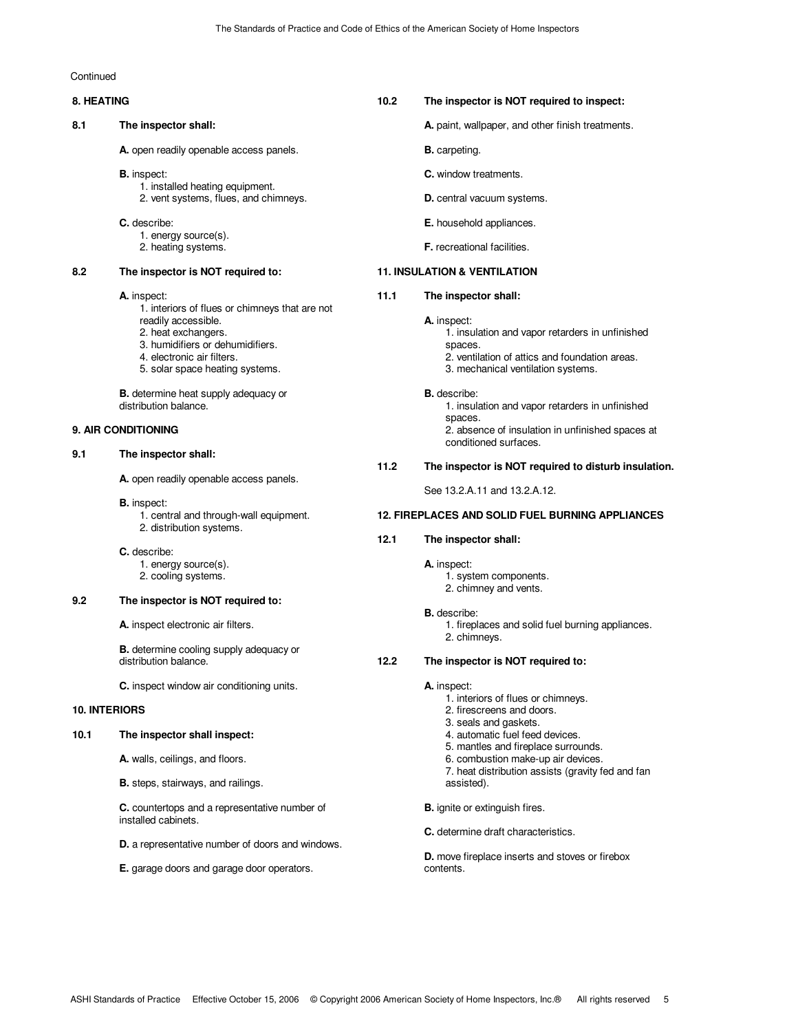Continued

## 8. HEATING

**8.1 The inspector shall:**

**A.** open readily openable access panels.

**B.** inspect:
1. installed heating equipment.
2. vent systems, flues, and chimneys.

**C.** describe:
1. energy source(s).
2. heating systems.

**8.2 The inspector is NOT required to:**

**A.** inspect:
1. interiors of flues or chimneys that are not readily accessible.
2. heat exchangers.
3. humidifiers or dehumidifiers.
4. electronic air filters.
5. solar space heating systems.

**B.** determine heat supply adequacy or distribution balance.

## 9. AIR CONDITIONING

**9.1 The inspector shall:**

**A.** open readily openable access panels.

**B.** inspect:
1. central and through-wall equipment.
2. distribution systems.

**C.** describe:
1. energy source(s).
2. cooling systems.

**9.2 The inspector is NOT required to:**

**A.** inspect electronic air filters.

**B.** determine cooling supply adequacy or distribution balance.

**C.** inspect window air conditioning units.

## 10. INTERIORS

**10.1 The inspector shall inspect:**

**A.** walls, ceilings, and floors.

**B.** steps, stairways, and railings.

**C.** countertops and a representative number of installed cabinets.

**D.** a representative number of doors and windows.

**E.** garage doors and garage door operators.

**10.2 The inspector is NOT required to inspect:**

**A.** paint, wallpaper, and other finish treatments.

**B.** carpeting.

**C.** window treatments.

**D.** central vacuum systems.

**E.** household appliances.

**F.** recreational facilities.

## 11. INSULATION & VENTILATION

**11.1 The inspector shall:**

**A.** inspect:
1. insulation and vapor retarders in unfinished spaces.
2. ventilation of attics and foundation areas.
3. mechanical ventilation systems.

**B.** describe:
1. insulation and vapor retarders in unfinished spaces.
2. absence of insulation in unfinished spaces at conditioned surfaces.

**11.2 The inspector is NOT required to disturb insulation.**

See 13.2.A.11 and 13.2.A.12.

## 12. FIREPLACES AND SOLID FUEL BURNING APPLIANCES

**12.1 The inspector shall:**

**A.** inspect:
1. system components.
2. chimney and vents.

**B.** describe:
1. fireplaces and solid fuel burning appliances.
2. chimneys.

**12.2 The inspector is NOT required to:**

**A.** inspect:
1. interiors of flues or chimneys.
2. firescreens and doors.
3. seals and gaskets.
4. automatic fuel feed devices.
5. mantles and fireplace surrounds.
6. combustion make-up air devices.
7. heat distribution assists (gravity fed and fan assisted).

**B.** ignite or extinguish fires.

**C.** determine draft characteristics.

**D.** move fireplace inserts and stoves or firebox contents.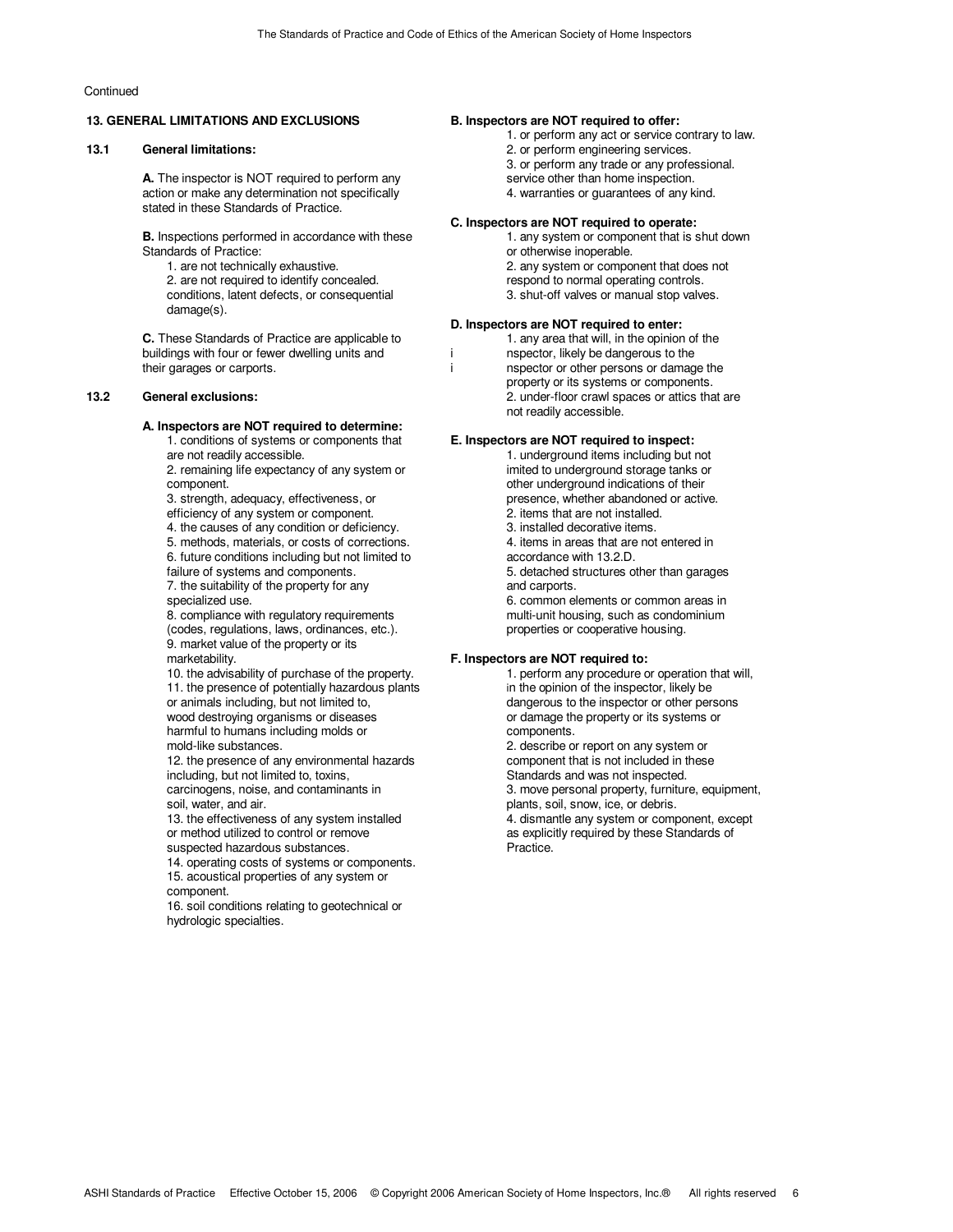Continued

## 13. GENERAL LIMITATIONS AND EXCLUSIONS

### 13.1 General limitations:

**A.** The inspector is NOT required to perform any action or make any determination not specifically stated in these Standards of Practice.

**B.** Inspections performed in accordance with these Standards of Practice:

1. are not technically exhaustive.
2. are not required to identify concealed. conditions, latent defects, or consequential damage(s).

**C.** These Standards of Practice are applicable to buildings with four or fewer dwelling units and their garages or carports.

### 13.2 General exclusions:

**A. Inspectors are NOT required to determine:**

1. conditions of systems or components that are not readily accessible.
2. remaining life expectancy of any system or component.
3. strength, adequacy, effectiveness, or efficiency of any system or component.
4. the causes of any condition or deficiency.
5. methods, materials, or costs of corrections.
6. future conditions including but not limited to failure of systems and components.
7. the suitability of the property for any specialized use.
8. compliance with regulatory requirements (codes, regulations, laws, ordinances, etc.).
9. market value of the property or its marketability.
10. the advisability of purchase of the property.
11. the presence of potentially hazardous plants or animals including, but not limited to, wood destroying organisms or diseases harmful to humans including molds or mold-like substances.
12. the presence of any environmental hazards including, but not limited to, toxins, carcinogens, noise, and contaminants in soil, water, and air.
13. the effectiveness of any system installed or method utilized to control or remove suspected hazardous substances.
14. operating costs of systems or components.
15. acoustical properties of any system or component.
16. soil conditions relating to geotechnical or hydrologic specialties.

**B. Inspectors are NOT required to offer:**

1. or perform any act or service contrary to law.
2. or perform engineering services.
3. or perform any trade or any professional. service other than home inspection.
4. warranties or guarantees of any kind.

**C. Inspectors are NOT required to operate:**

1. any system or component that is shut down or otherwise inoperable.
2. any system or component that does not respond to normal operating controls.
3. shut-off valves or manual stop valves.

**D. Inspectors are NOT required to enter:**

1. any area that will, in the opinion of the inspector, likely be dangerous to the inspector or other persons or damage the property or its systems or components.
2. under-floor crawl spaces or attics that are not readily accessible.

**E. Inspectors are NOT required to inspect:**

1. underground items including but not imited to underground storage tanks or other underground indications of their presence, whether abandoned or active.
2. items that are not installed.
3. installed decorative items.
4. items in areas that are not entered in accordance with 13.2.D.
5. detached structures other than garages and carports.
6. common elements or common areas in multi-unit housing, such as condominium properties or cooperative housing.

**F. Inspectors are NOT required to:**

1. perform any procedure or operation that will, in the opinion of the inspector, likely be dangerous to the inspector or other persons or damage the property or its systems or components.
2. describe or report on any system or component that is not included in these Standards and was not inspected.
3. move personal property, furniture, equipment, plants, soil, snow, ice, or debris.
4. dismantle any system or component, except as explicitly required by these Standards of Practice.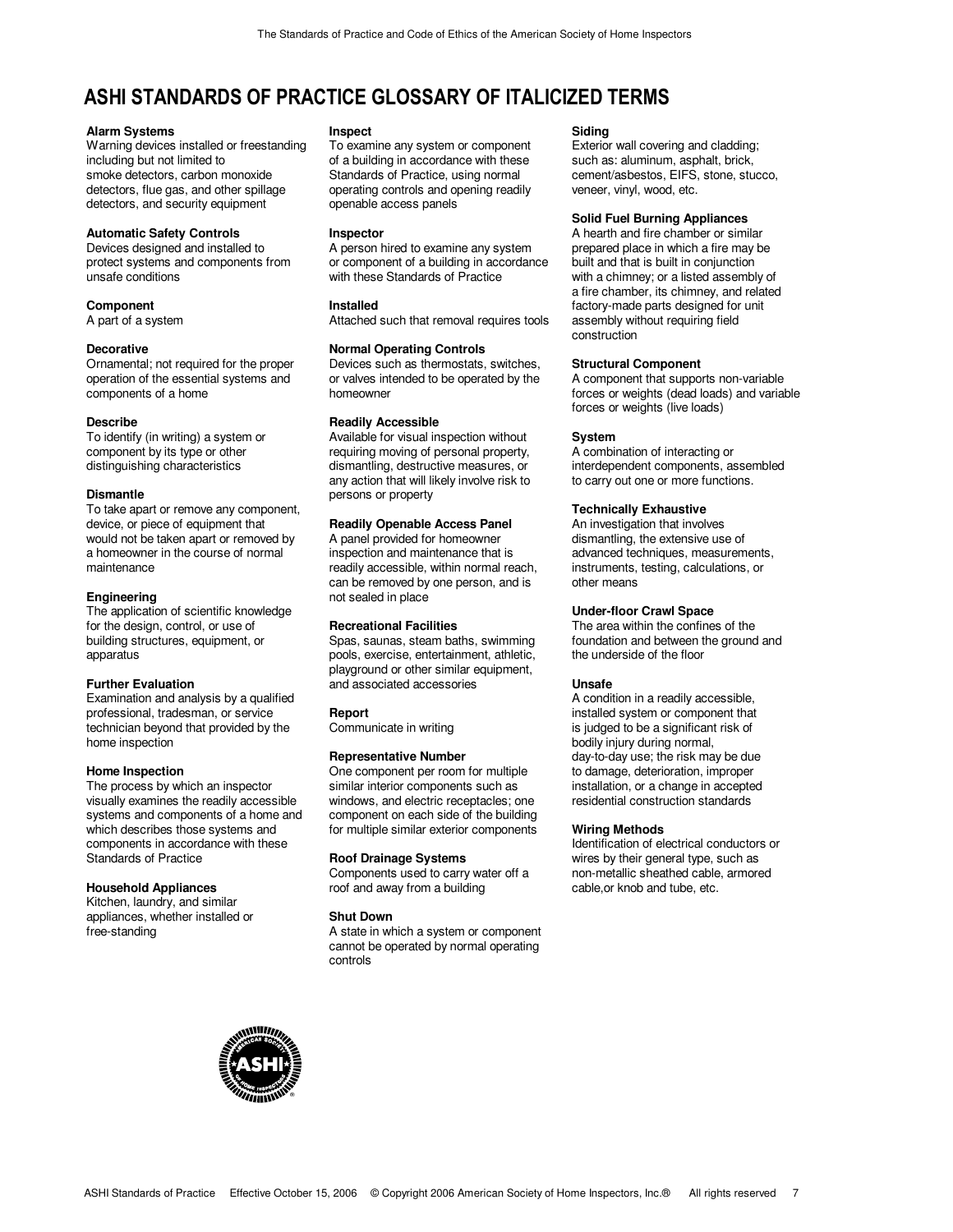# ASHI STANDARDS OF PRACTICE GLOSSARY OF ITALICIZED TERMS

**Alarm Systems**
Warning devices installed or freestanding including but not limited to smoke detectors, carbon monoxide detectors, flue gas, and other spillage detectors, and security equipment

**Automatic Safety Controls**
Devices designed and installed to protect systems and components from unsafe conditions

**Component**
A part of a system

**Decorative**
Ornamental; not required for the proper operation of the essential systems and components of a home

**Describe**
To identify (in writing) a system or component by its type or other distinguishing characteristics

**Dismantle**
To take apart or remove any component, device, or piece of equipment that would not be taken apart or removed by a homeowner in the course of normal maintenance

**Engineering**
The application of scientific knowledge for the design, control, or use of building structures, equipment, or apparatus

**Further Evaluation**
Examination and analysis by a qualified professional, tradesman, or service technician beyond that provided by the home inspection

**Home Inspection**
The process by which an inspector visually examines the readily accessible systems and components of a home and which describes those systems and components in accordance with these Standards of Practice

**Household Appliances**
Kitchen, laundry, and similar appliances, whether installed or free-standing

**Inspect**
To examine any system or component of a building in accordance with these Standards of Practice, using normal operating controls and opening readily openable access panels

**Inspector**
A person hired to examine any system or component of a building in accordance with these Standards of Practice

**Installed**
Attached such that removal requires tools

**Normal Operating Controls**
Devices such as thermostats, switches, or valves intended to be operated by the homeowner

**Readily Accessible**
Available for visual inspection without requiring moving of personal property, dismantling, destructive measures, or any action that will likely involve risk to persons or property

**Readily Openable Access Panel**
A panel provided for homeowner inspection and maintenance that is readily accessible, within normal reach, can be removed by one person, and is not sealed in place

**Recreational Facilities**
Spas, saunas, steam baths, swimming pools, exercise, entertainment, athletic, playground or other similar equipment, and associated accessories

**Report**
Communicate in writing

**Representative Number**
One component per room for multiple similar interior components such as windows, and electric receptacles; one component on each side of the building for multiple similar exterior components

**Roof Drainage Systems**
Components used to carry water off a roof and away from a building

**Shut Down**
A state in which a system or component cannot be operated by normal operating controls

**Siding**
Exterior wall covering and cladding; such as: aluminum, asphalt, brick, cement/asbestos, EIFS, stone, stucco, veneer, vinyl, wood, etc.

**Solid Fuel Burning Appliances**
A hearth and fire chamber or similar prepared place in which a fire may be built and that is built in conjunction with a chimney; or a listed assembly of a fire chamber, its chimney, and related factory-made parts designed for unit assembly without requiring field construction

**Structural Component**
A component that supports non-variable forces or weights (dead loads) and variable forces or weights (live loads)

**System**
A combination of interacting or interdependent components, assembled to carry out one or more functions.

**Technically Exhaustive**
An investigation that involves dismantling, the extensive use of advanced techniques, measurements, instruments, testing, calculations, or other means

**Under-floor Crawl Space**
The area within the confines of the foundation and between the ground and the underside of the floor

**Unsafe**
A condition in a readily accessible, installed system or component that is judged to be a significant risk of bodily injury during normal, day-to-day use; the risk may be due to damage, deterioration, improper installation, or a change in accepted residential construction standards

**Wiring Methods**
Identification of electrical conductors or wires by their general type, such as non-metallic sheathed cable, armored cable,or knob and tube, etc.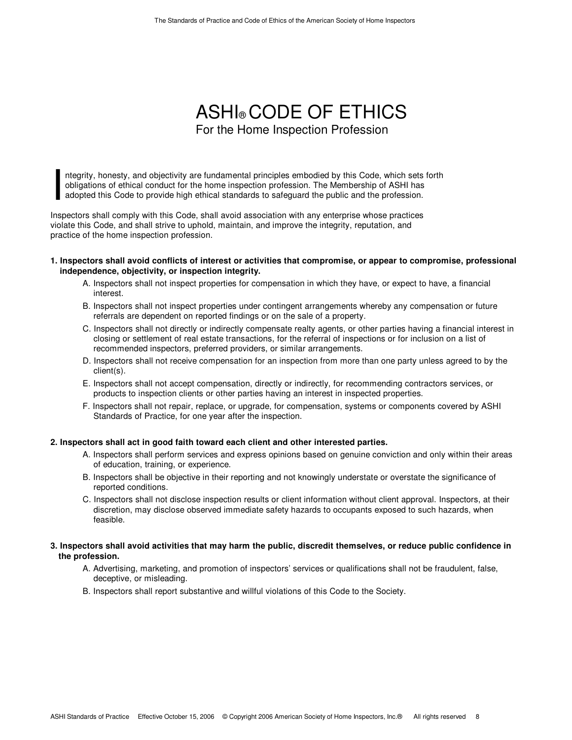# ASHI® CODE OF ETHICS

## For the Home Inspection Profession

Integrity, honesty, and objectivity are fundamental principles embodied by this Code, which sets forth obligations of ethical conduct for the home inspection profession. The Membership of ASHI has adopted this Code to provide high ethical standards to safeguard the public and the profession.

Inspectors shall comply with this Code, shall avoid association with any enterprise whose practices violate this Code, and shall strive to uphold, maintain, and improve the integrity, reputation, and practice of the home inspection profession.

**1. Inspectors shall avoid conflicts of interest or activities that compromise, or appear to compromise, professional independence, objectivity, or inspection integrity.**

- A. Inspectors shall not inspect properties for compensation in which they have, or expect to have, a financial interest.
- B. Inspectors shall not inspect properties under contingent arrangements whereby any compensation or future referrals are dependent on reported findings or on the sale of a property.
- C. Inspectors shall not directly or indirectly compensate realty agents, or other parties having a financial interest in closing or settlement of real estate transactions, for the referral of inspections or for inclusion on a list of recommended inspectors, preferred providers, or similar arrangements.
- D. Inspectors shall not receive compensation for an inspection from more than one party unless agreed to by the client(s).
- E. Inspectors shall not accept compensation, directly or indirectly, for recommending contractors services, or products to inspection clients or other parties having an interest in inspected properties.
- F. Inspectors shall not repair, replace, or upgrade, for compensation, systems or components covered by ASHI Standards of Practice, for one year after the inspection.

**2. Inspectors shall act in good faith toward each client and other interested parties.**

- A. Inspectors shall perform services and express opinions based on genuine conviction and only within their areas of education, training, or experience.
- B. Inspectors shall be objective in their reporting and not knowingly understate or overstate the significance of reported conditions.
- C. Inspectors shall not disclose inspection results or client information without client approval. Inspectors, at their discretion, may disclose observed immediate safety hazards to occupants exposed to such hazards, when feasible.

**3. Inspectors shall avoid activities that may harm the public, discredit themselves, or reduce public confidence in the profession.**

- A. Advertising, marketing, and promotion of inspectors' services or qualifications shall not be fraudulent, false, deceptive, or misleading.
- B. Inspectors shall report substantive and willful violations of this Code to the Society.